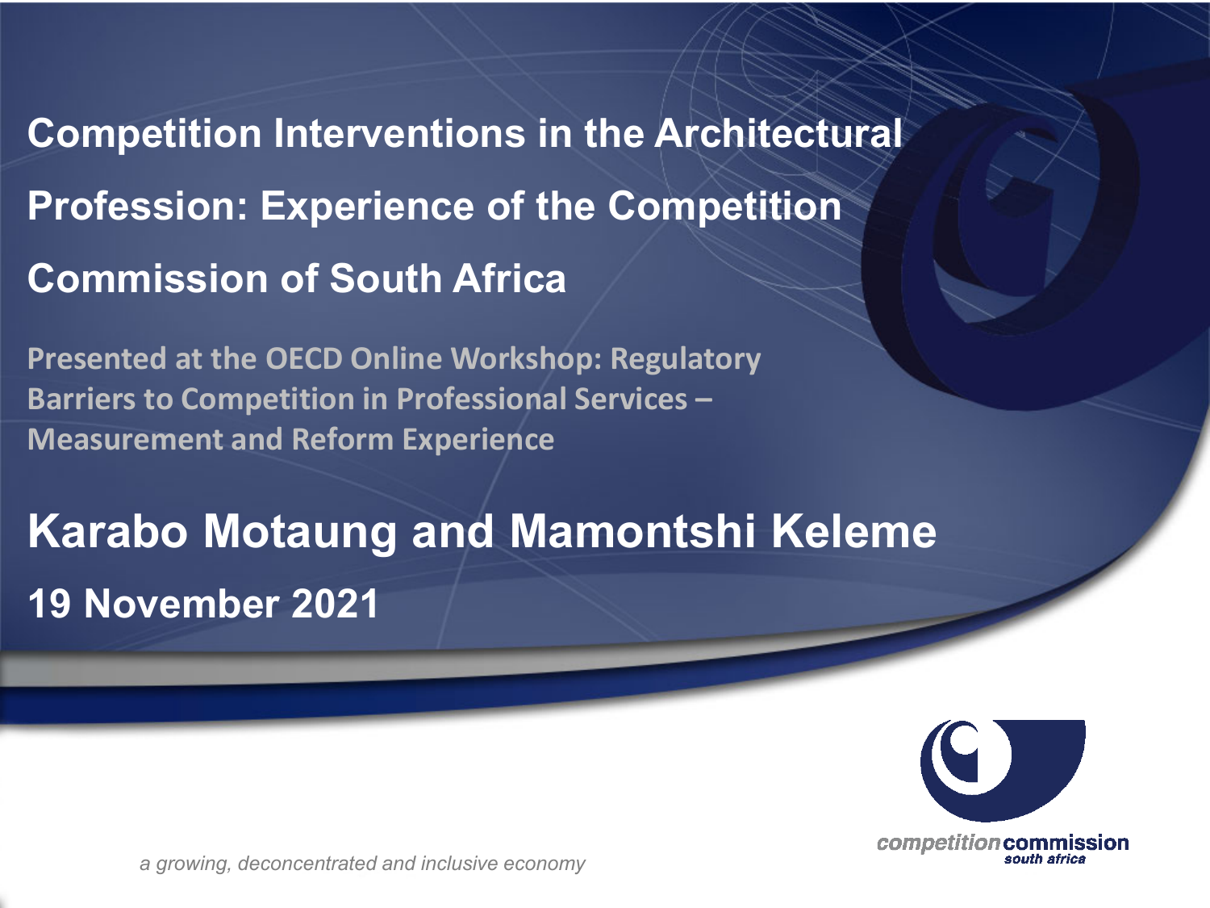# Competition Interventions in the Architectural Profession: Experience of the Competition Commission of South Africa

**Presented at the OECD Online Workshop: Regulatory Barriers to Competition in Professional Services – Measurement and Reform Experience**

## Karabo Motaung and Mamontshi Keleme

**19 November 2021**

competition commission south africa

*a growing, deconcentrated and inclusive economy*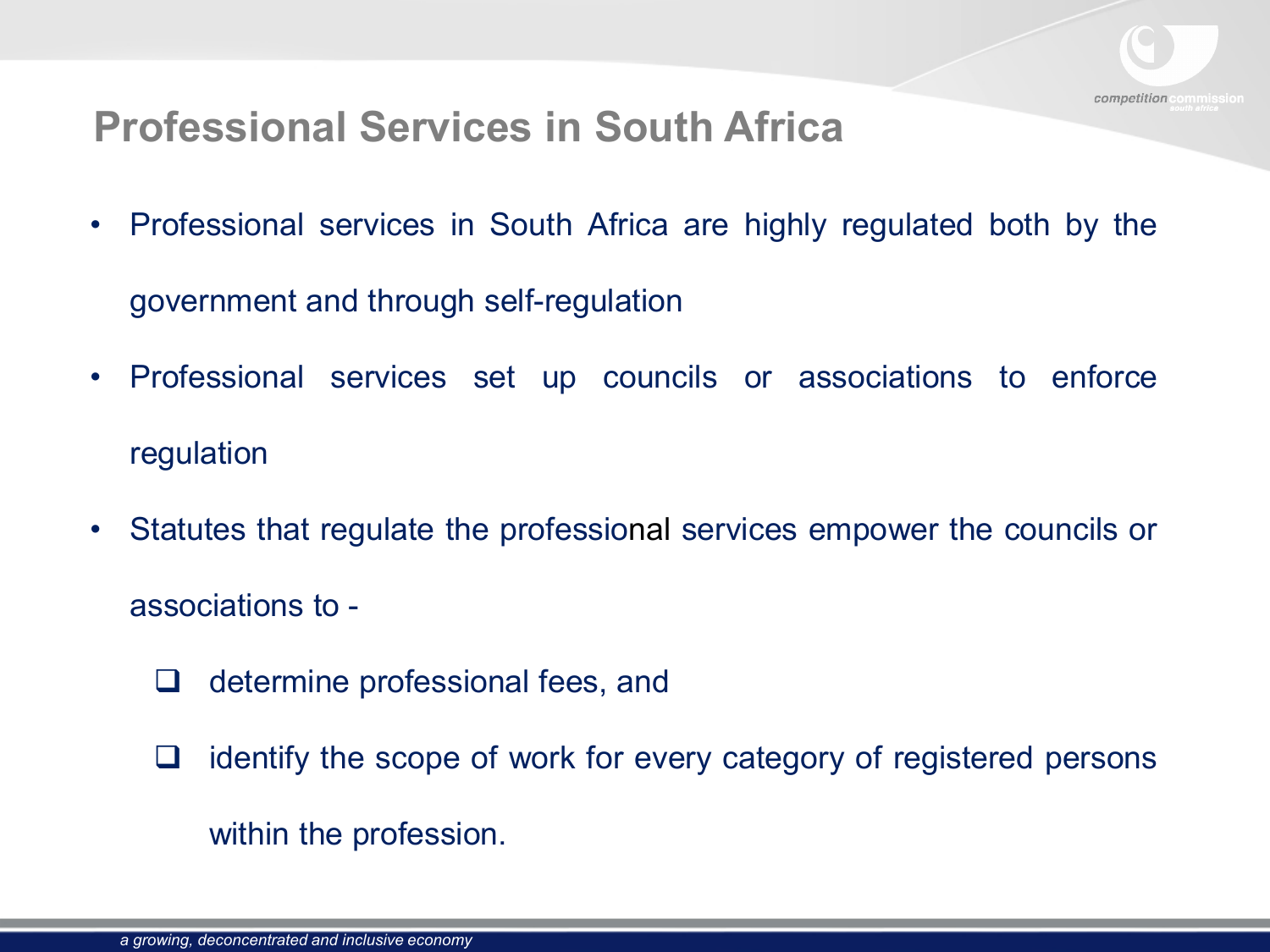# Professional Services in South Africa

- Professional services in South Africa are highly regulated both by the government and through self-regulation
- Professional services set up councils or associations to enforce regulation
- Statutes that regulate the professional services empower the councils or associations to -
  - determine professional fees, and
  - identify the scope of work for every category of registered persons within the profession.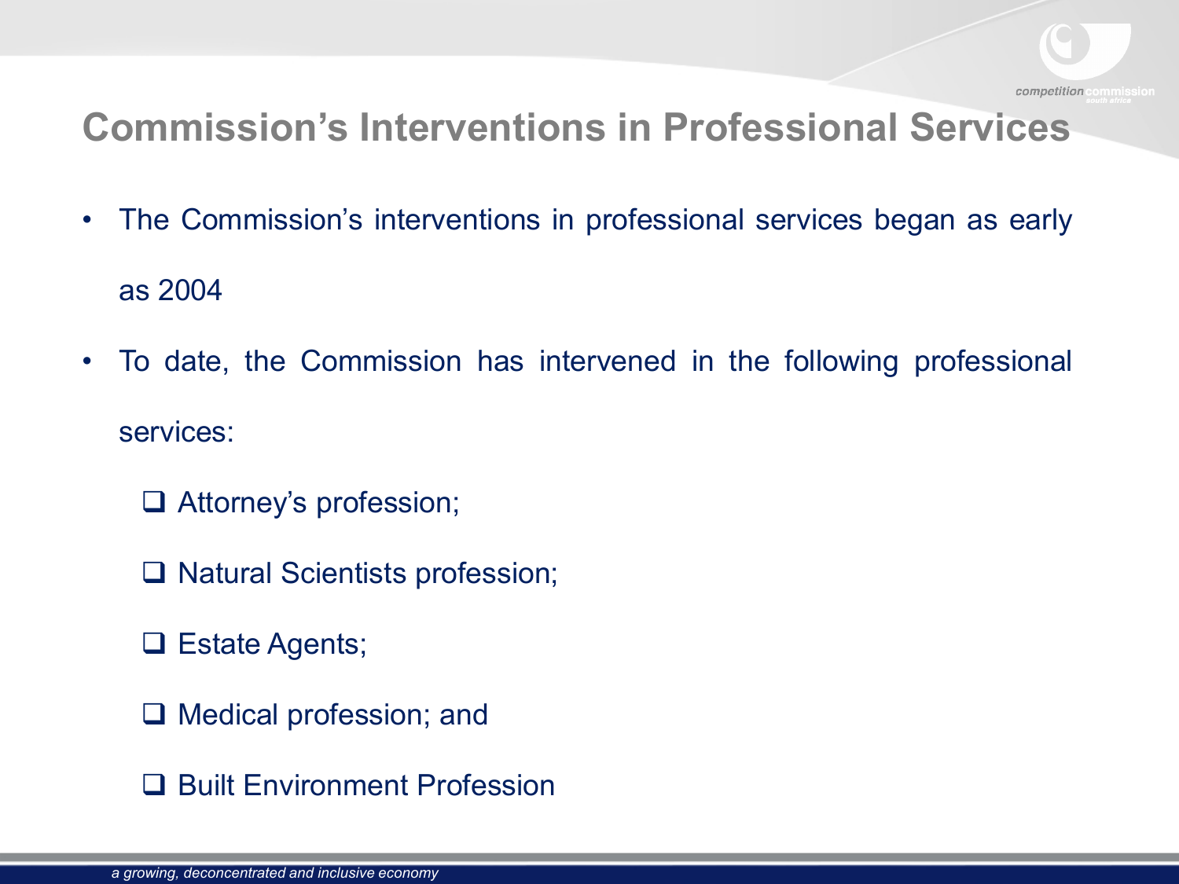# Commission's Interventions in Professional Services

- The Commission's interventions in professional services began as early as 2004
- To date, the Commission has intervened in the following professional services:
  - Attorney's profession;
  - Natural Scientists profession;
  - Estate Agents;
  - Medical profession; and
  - Built Environment Profession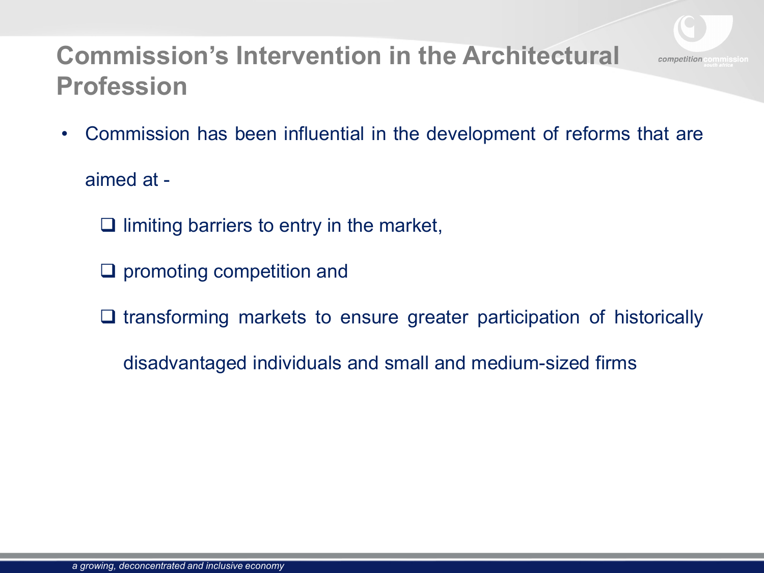# Commission's Intervention in the Architectural Profession

- Commission has been influential in the development of reforms that are aimed at -
  - limiting barriers to entry in the market,
  - promoting competition and
  - transforming markets to ensure greater participation of historically disadvantaged individuals and small and medium-sized firms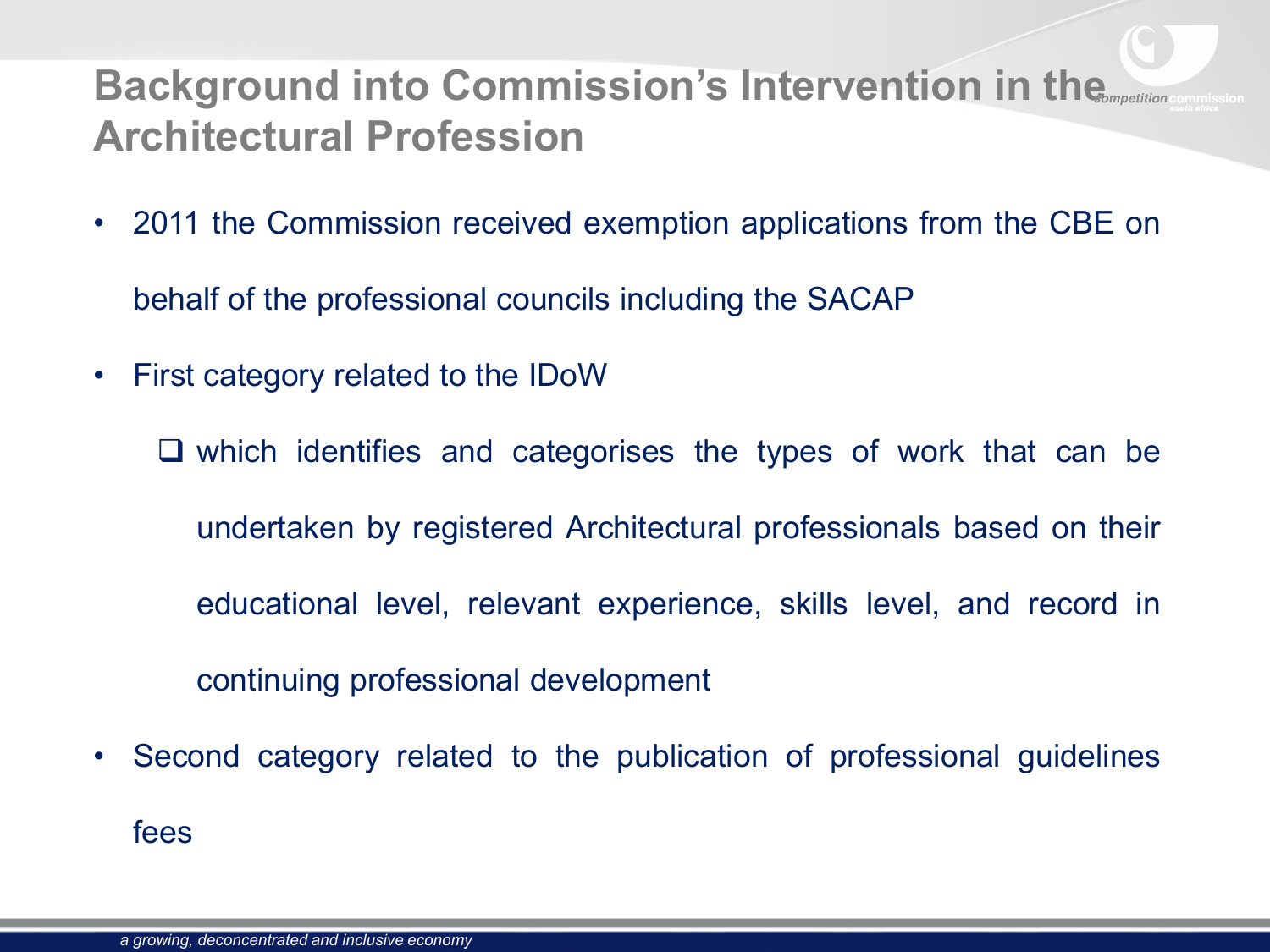# Background into Commission's Intervention in the Architectural Profession

- 2011 the Commission received exemption applications from the CBE on behalf of the professional councils including the SACAP
- First category related to the IDoW
  - which identifies and categorises the types of work that can be undertaken by registered Architectural professionals based on their educational level, relevant experience, skills level, and record in continuing professional development
- Second category related to the publication of professional guidelines fees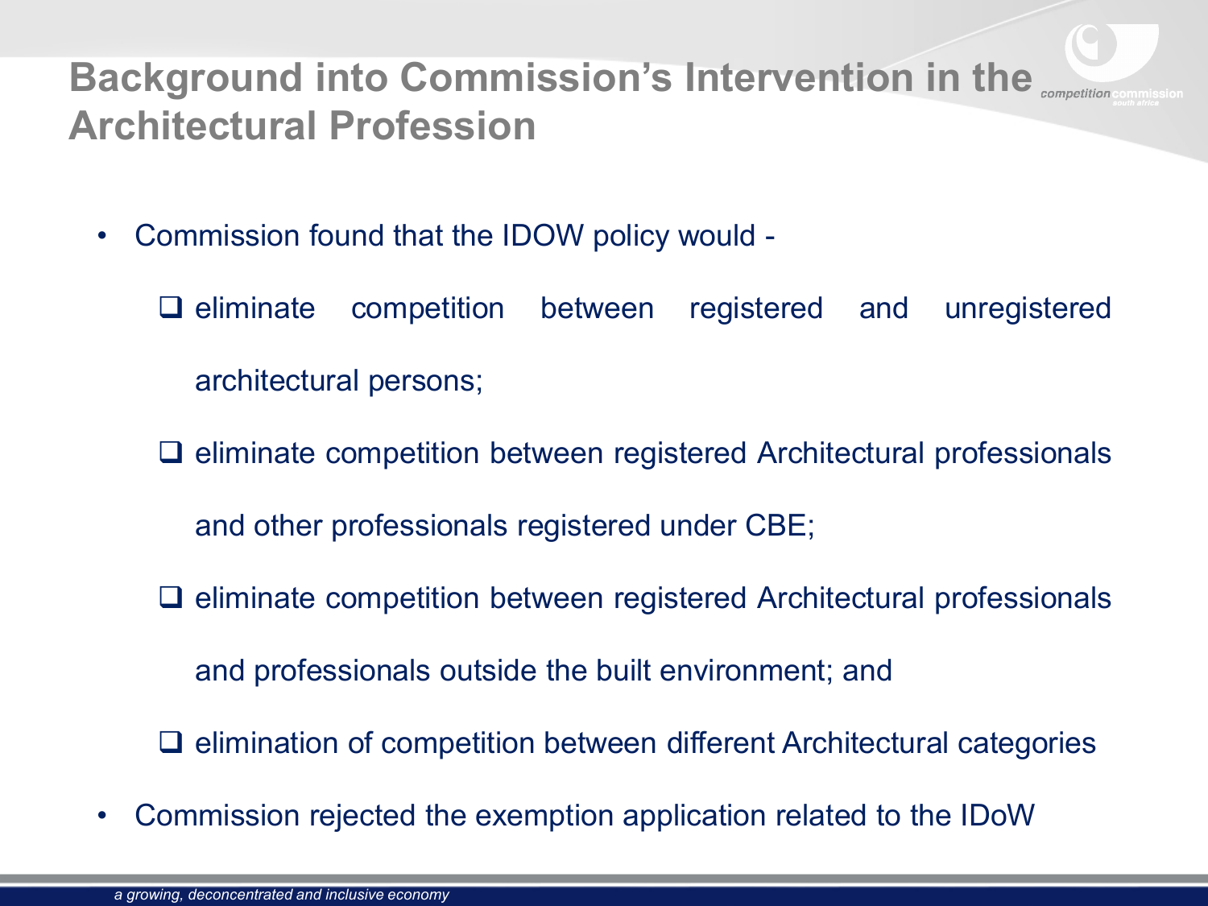# Background into Commission's Intervention in the Architectural Profession

- Commission found that the IDOW policy would -
  - eliminate competition between registered and unregistered architectural persons;
  - eliminate competition between registered Architectural professionals and other professionals registered under CBE;
  - eliminate competition between registered Architectural professionals and professionals outside the built environment; and
  - elimination of competition between different Architectural categories
- Commission rejected the exemption application related to the IDoW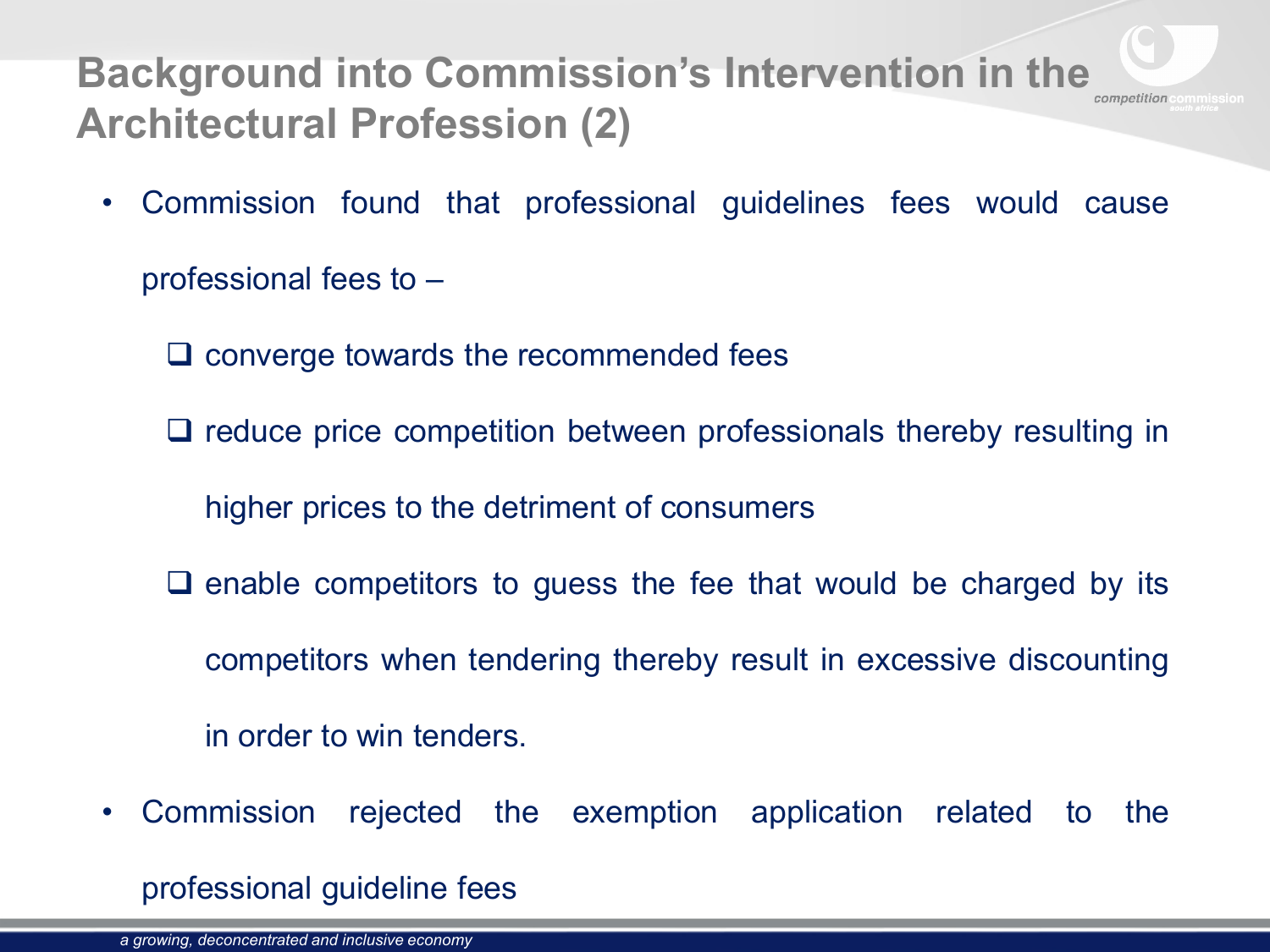# Background into Commission's Intervention in the Architectural Profession (2)

- Commission found that professional guidelines fees would cause professional fees to –
  - converge towards the recommended fees
  - reduce price competition between professionals thereby resulting in higher prices to the detriment of consumers
  - enable competitors to guess the fee that would be charged by its competitors when tendering thereby result in excessive discounting in order to win tenders.
- Commission rejected the exemption application related to the professional guideline fees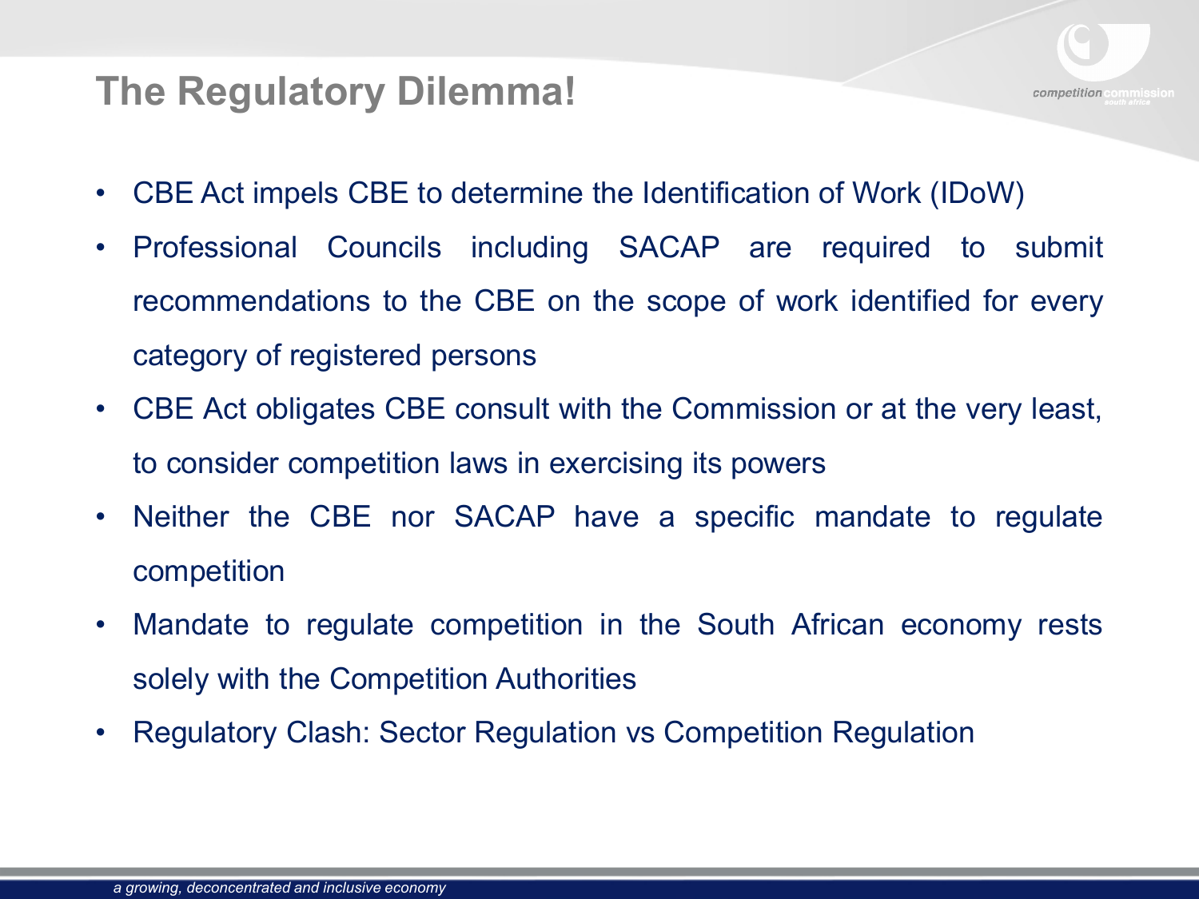# The Regulatory Dilemma!

- CBE Act impels CBE to determine the Identification of Work (IDoW)
- Professional Councils including SACAP are required to submit recommendations to the CBE on the scope of work identified for every category of registered persons
- CBE Act obligates CBE consult with the Commission or at the very least, to consider competition laws in exercising its powers
- Neither the CBE nor SACAP have a specific mandate to regulate competition
- Mandate to regulate competition in the South African economy rests solely with the Competition Authorities
- Regulatory Clash: Sector Regulation vs Competition Regulation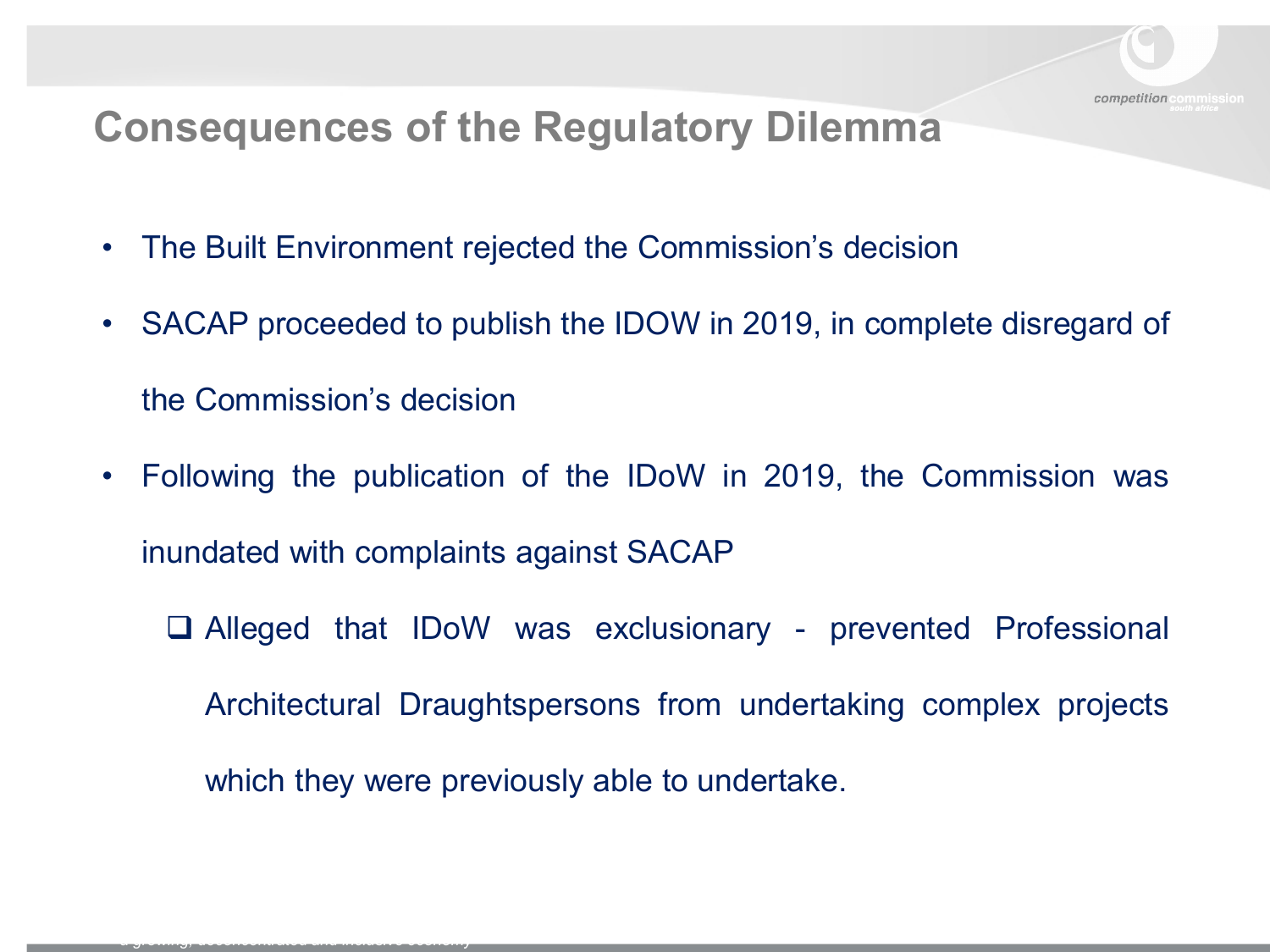# Consequences of the Regulatory Dilemma

- The Built Environment rejected the Commission's decision
- SACAP proceeded to publish the IDOW in 2019, in complete disregard of the Commission's decision
- Following the publication of the IDoW in 2019, the Commission was inundated with complaints against SACAP
  - Alleged that IDoW was exclusionary - prevented Professional Architectural Draughtspersons from undertaking complex projects which they were previously able to undertake.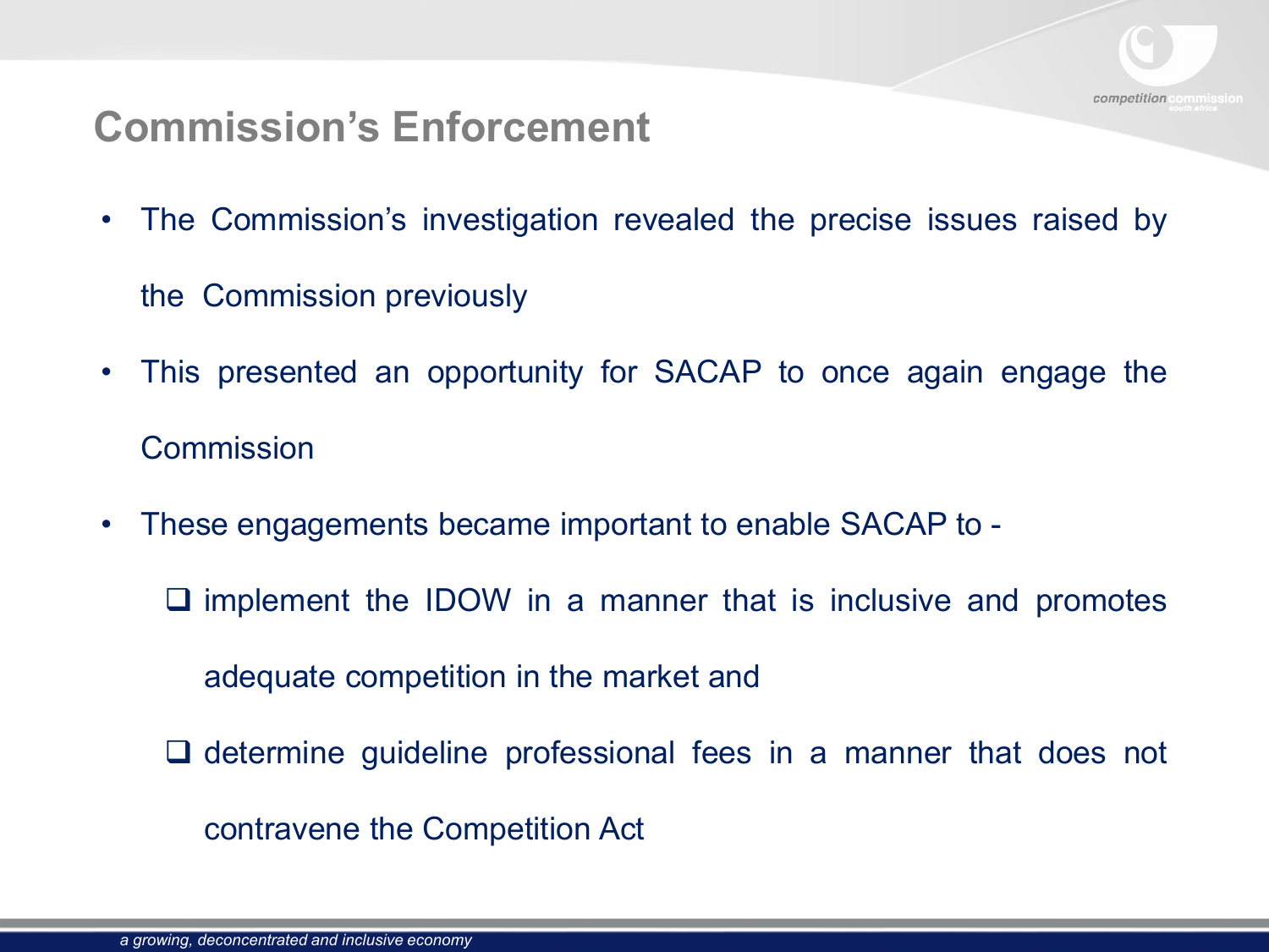# Commission's Enforcement

- The Commission's investigation revealed the precise issues raised by the Commission previously
- This presented an opportunity for SACAP to once again engage the Commission
- These engagements became important to enable SACAP to -
  - implement the IDOW in a manner that is inclusive and promotes adequate competition in the market and
  - determine guideline professional fees in a manner that does not contravene the Competition Act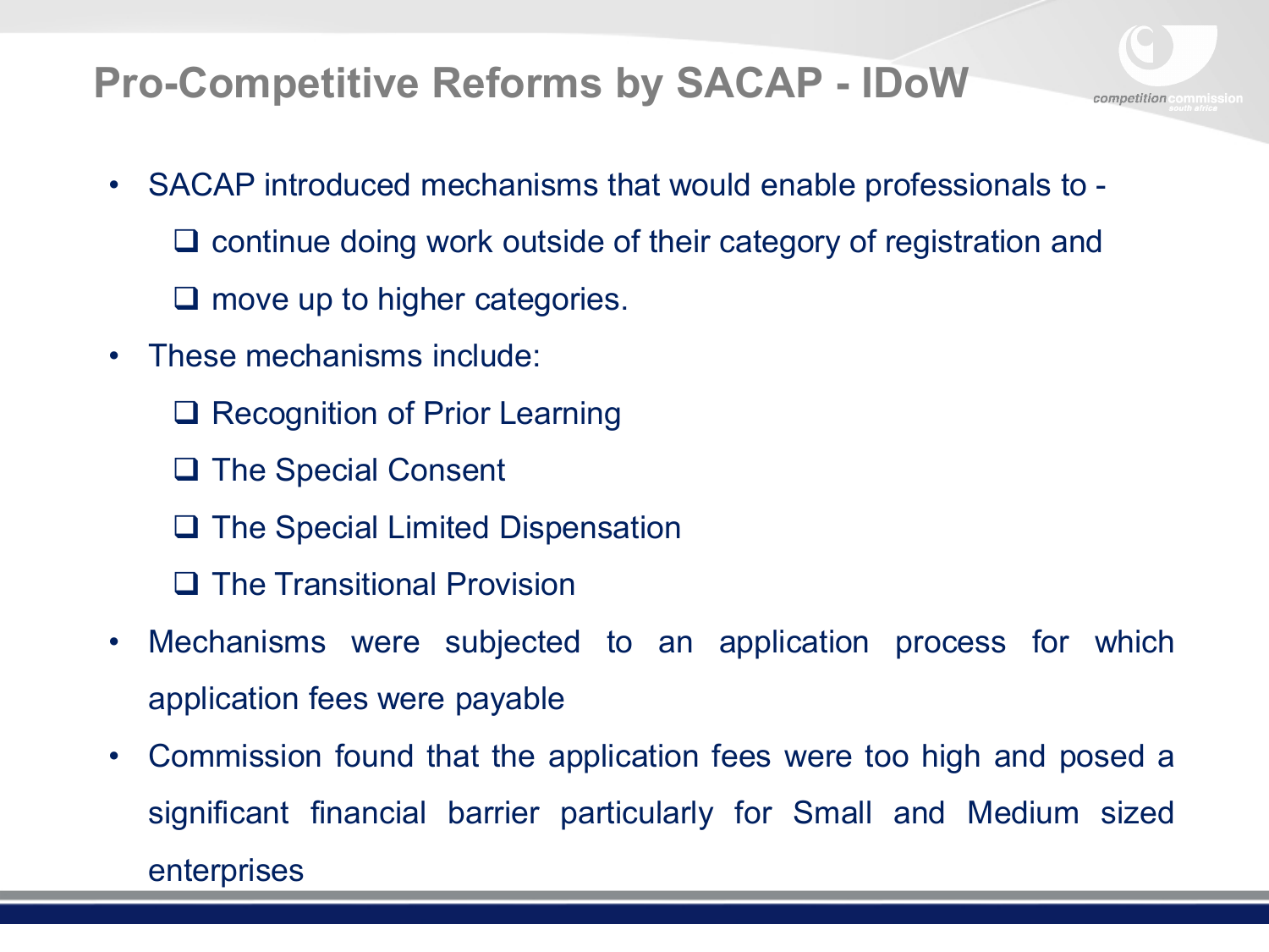# Pro-Competitive Reforms by SACAP - IDoW

- SACAP introduced mechanisms that would enable professionals to -
  - continue doing work outside of their category of registration and
  - move up to higher categories.
- These mechanisms include:
  - Recognition of Prior Learning
  - The Special Consent
  - The Special Limited Dispensation
  - The Transitional Provision
- Mechanisms were subjected to an application process for which application fees were payable
- Commission found that the application fees were too high and posed a significant financial barrier particularly for Small and Medium sized enterprises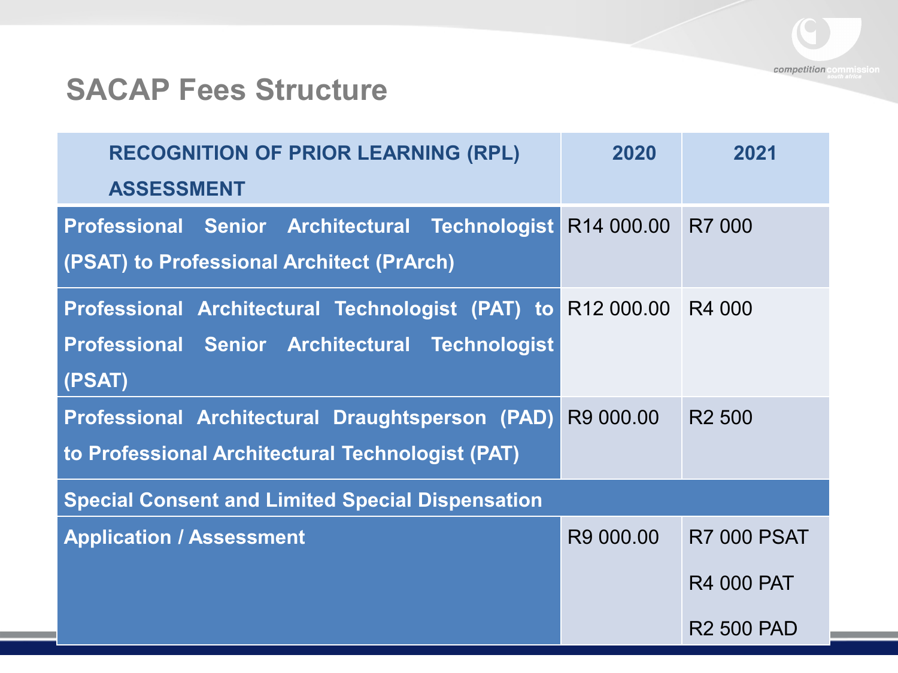## SACAP Fees Structure

| RECOGNITION OF PRIOR LEARNING (RPL) ASSESSMENT | 2020 | 2021 |
|---|---|---|
| Professional Senior Architectural Technologist (PSAT) to Professional Architect (PrArch) | R14 000.00 | R7 000 |
| Professional Architectural Technologist (PAT) to Professional Senior Architectural Technologist (PSAT) | R12 000.00 | R4 000 |
| Professional Architectural Draughtsperson (PAD) to Professional Architectural Technologist (PAT) | R9 000.00 | R2 500 |
| **Special Consent and Limited Special Dispensation** | | |
| Application / Assessment | R9 000.00 | R7 000 PSAT<br>R4 000 PAT<br>R2 500 PAD |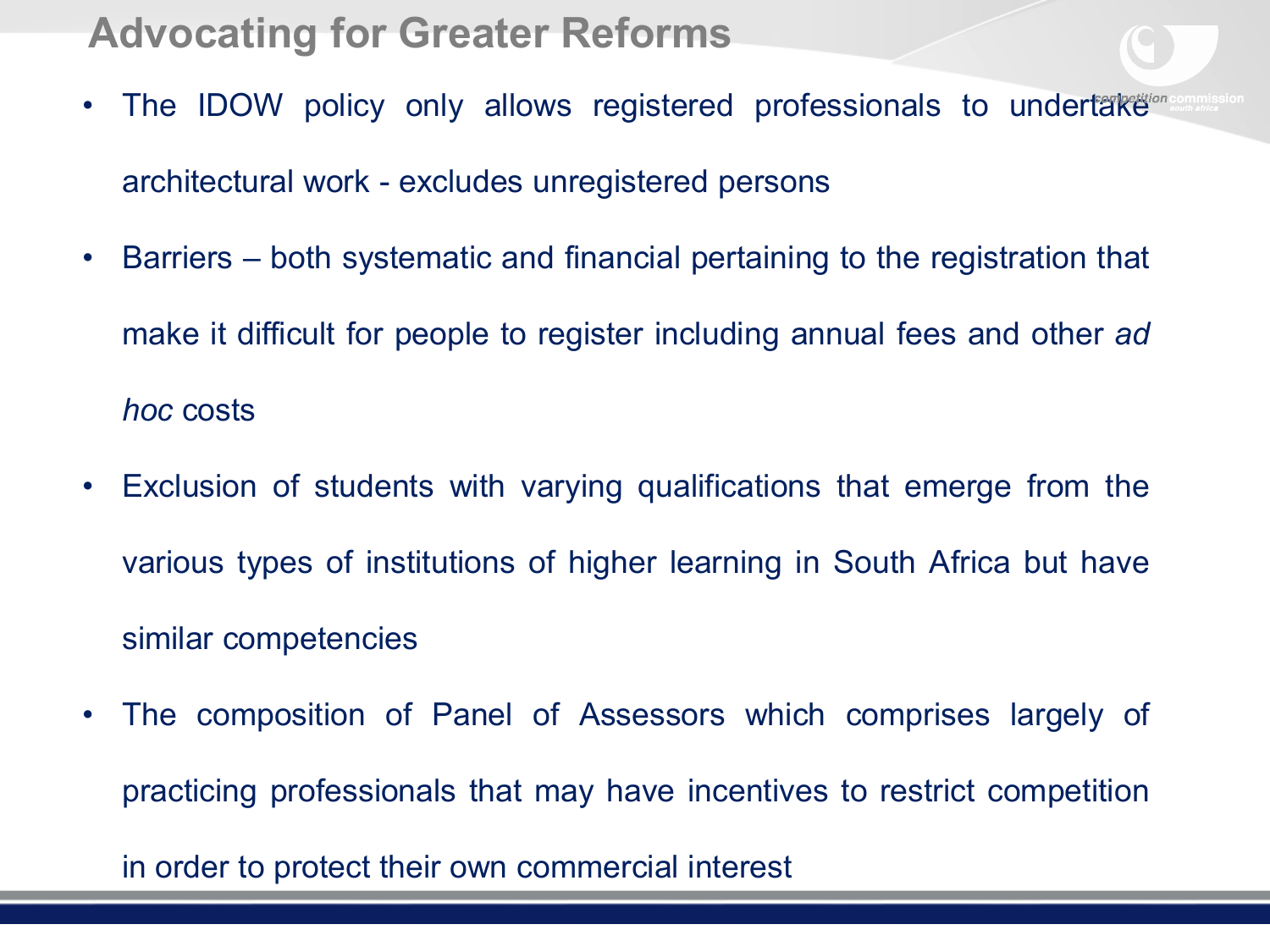# Advocating for Greater Reforms

- The IDOW policy only allows registered professionals to undertake architectural work - excludes unregistered persons
- Barriers – both systematic and financial pertaining to the registration that make it difficult for people to register including annual fees and other *ad hoc* costs
- Exclusion of students with varying qualifications that emerge from the various types of institutions of higher learning in South Africa but have similar competencies
- The composition of Panel of Assessors which comprises largely of practicing professionals that may have incentives to restrict competition in order to protect their own commercial interest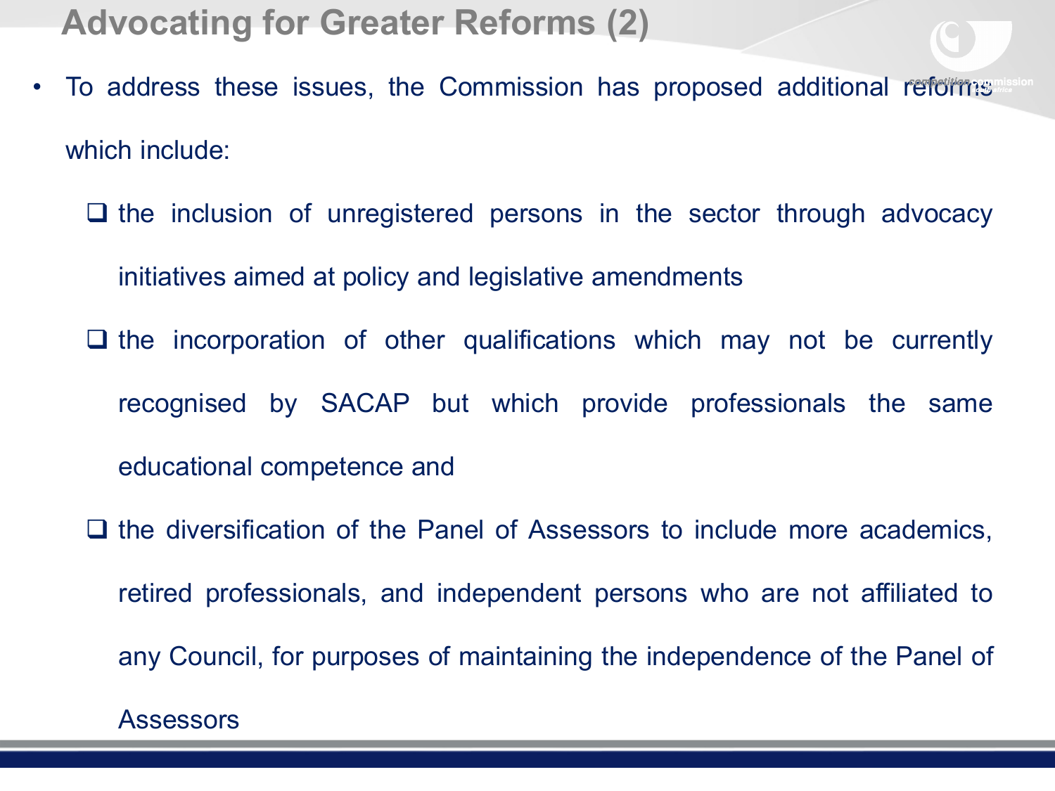# Advocating for Greater Reforms (2)

- To address these issues, the Commission has proposed additional reforms which include:
  - the inclusion of unregistered persons in the sector through advocacy initiatives aimed at policy and legislative amendments
  - the incorporation of other qualifications which may not be currently recognised by SACAP but which provide professionals the same educational competence and
  - the diversification of the Panel of Assessors to include more academics, retired professionals, and independent persons who are not affiliated to any Council, for purposes of maintaining the independence of the Panel of Assessors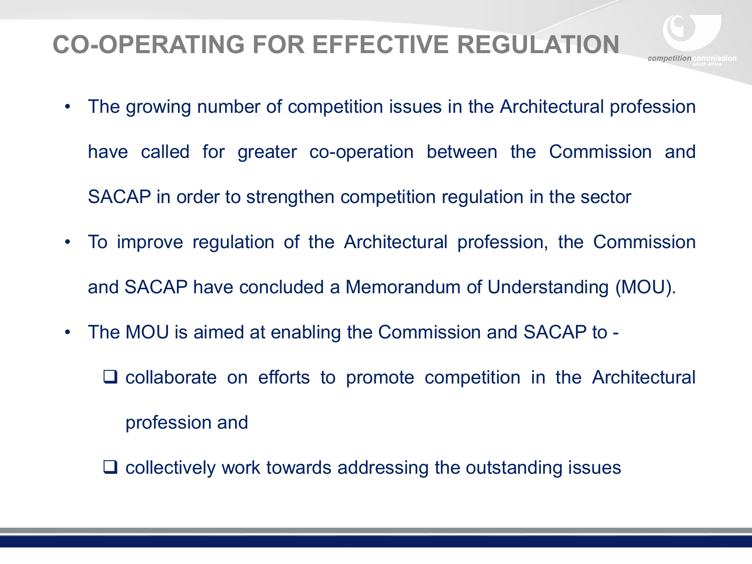# CO-OPERATING FOR EFFECTIVE REGULATION

- The growing number of competition issues in the Architectural profession have called for greater co-operation between the Commission and SACAP in order to strengthen competition regulation in the sector
- To improve regulation of the Architectural profession, the Commission and SACAP have concluded a Memorandum of Understanding (MOU).
- The MOU is aimed at enabling the Commission and SACAP to -
  - collaborate on efforts to promote competition in the Architectural profession and
  - collectively work towards addressing the outstanding issues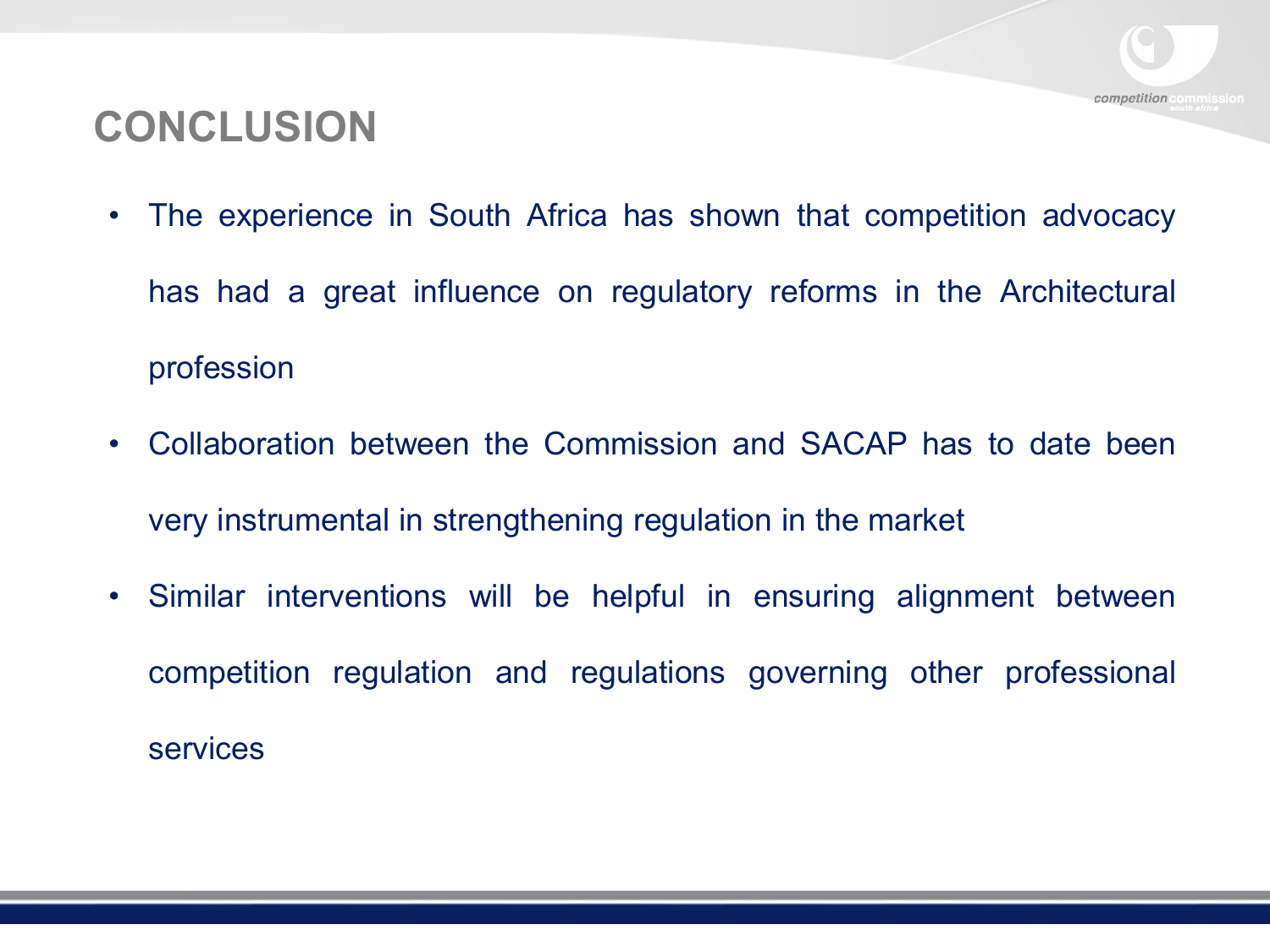# CONCLUSION

- The experience in South Africa has shown that competition advocacy has had a great influence on regulatory reforms in the Architectural profession
- Collaboration between the Commission and SACAP has to date been very instrumental in strengthening regulation in the market
- Similar interventions will be helpful in ensuring alignment between competition regulation and regulations governing other professional services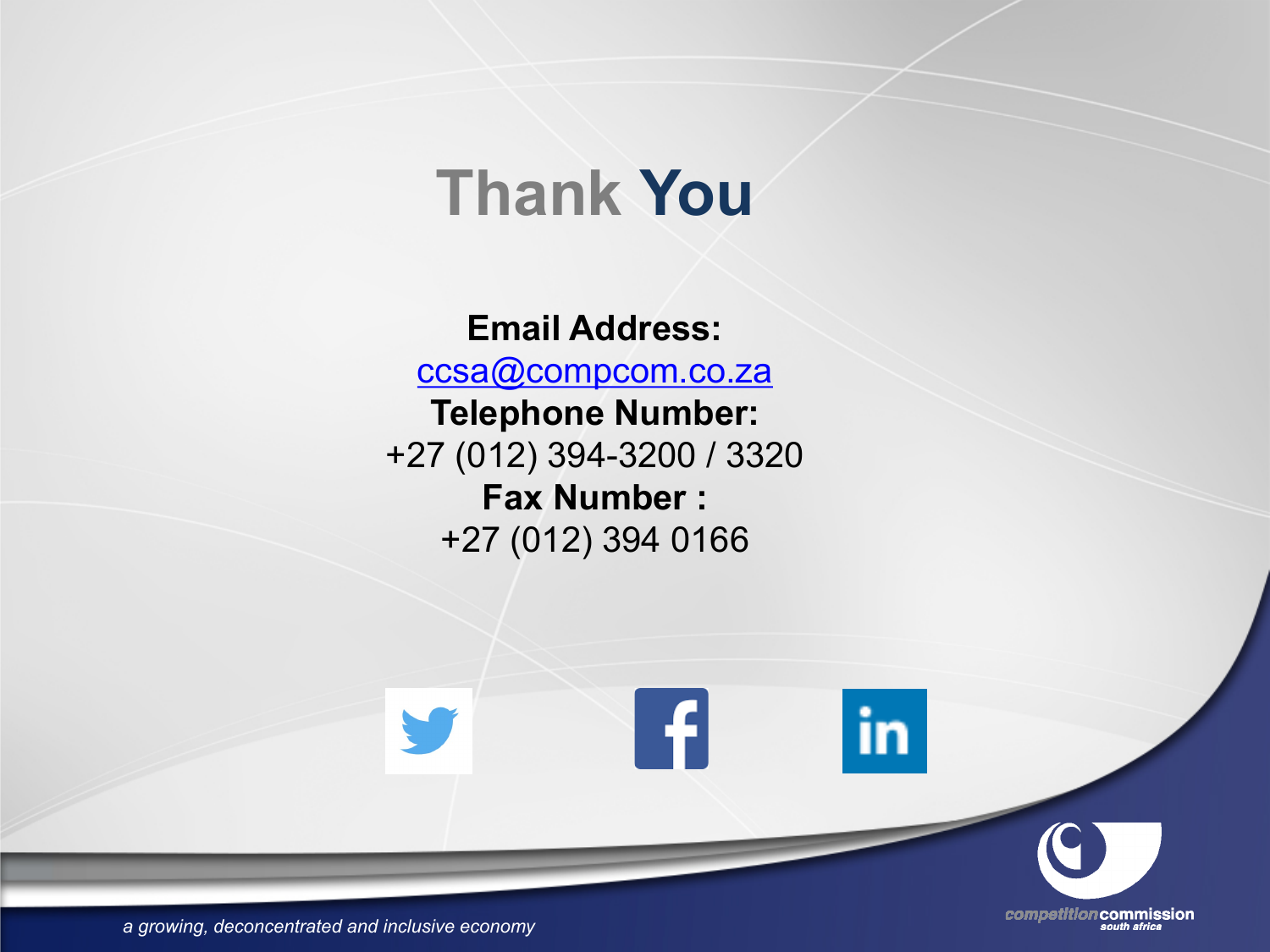# Thank You

**Email Address:**
ccsa@compcom.co.za
**Telephone Number:**
+27 (012) 394-3200 / 3320
**Fax Number :**
+27 (012) 394 0166

*a growing, deconcentrated and inclusive economy*